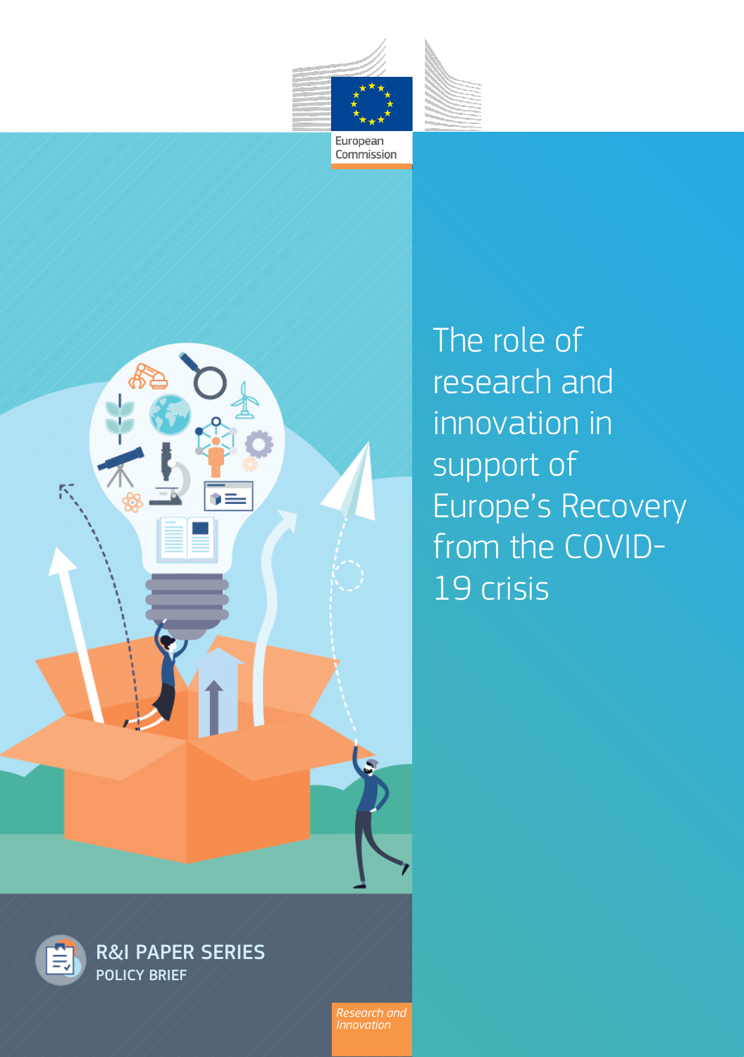European Commission

# The role of research and innovation in support of Europe's Recovery from the COVID-19 crisis

R&I PAPER SERIES

POLICY BRIEF

*Research and Innovation*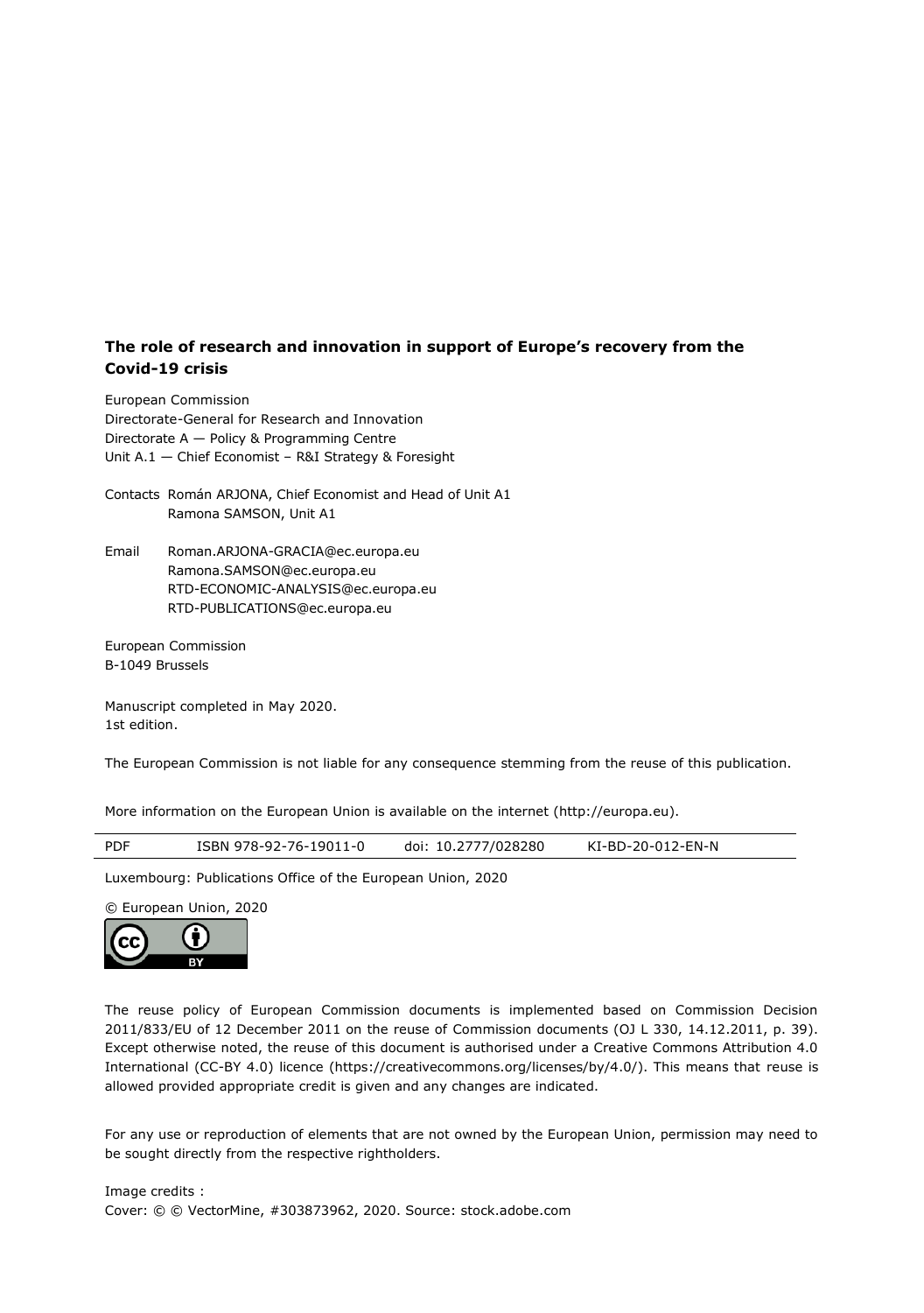**The role of research and innovation in support of Europe's recovery from the Covid-19 crisis**

European Commission
Directorate-General for Research and Innovation
Directorate A — Policy & Programming Centre
Unit A.1 — Chief Economist – R&I Strategy & Foresight

Contacts Román ARJONA, Chief Economist and Head of Unit A1
Ramona SAMSON, Unit A1

Email Roman.ARJONA-GRACIA@ec.europa.eu
Ramona.SAMSON@ec.europa.eu
RTD-ECONOMIC-ANALYSIS@ec.europa.eu
RTD-PUBLICATIONS@ec.europa.eu

European Commission
B-1049 Brussels

Manuscript completed in May 2020.
1st edition.

The European Commission is not liable for any consequence stemming from the reuse of this publication.

More information on the European Union is available on the internet (http://europa.eu).

| PDF | ISBN 978-92-76-19011-0 | doi: 10.2777/028280 | KI-BD-20-012-EN-N |
|---|---|---|---|

Luxembourg: Publications Office of the European Union, 2020

© European Union, 2020

The reuse policy of European Commission documents is implemented based on Commission Decision 2011/833/EU of 12 December 2011 on the reuse of Commission documents (OJ L 330, 14.12.2011, p. 39). Except otherwise noted, the reuse of this document is authorised under a Creative Commons Attribution 4.0 International (CC-BY 4.0) licence (https://creativecommons.org/licenses/by/4.0/). This means that reuse is allowed provided appropriate credit is given and any changes are indicated.

For any use or reproduction of elements that are not owned by the European Union, permission may need to be sought directly from the respective rightholders.

Image credits :
Cover: © © VectorMine, #303873962, 2020. Source: stock.adobe.com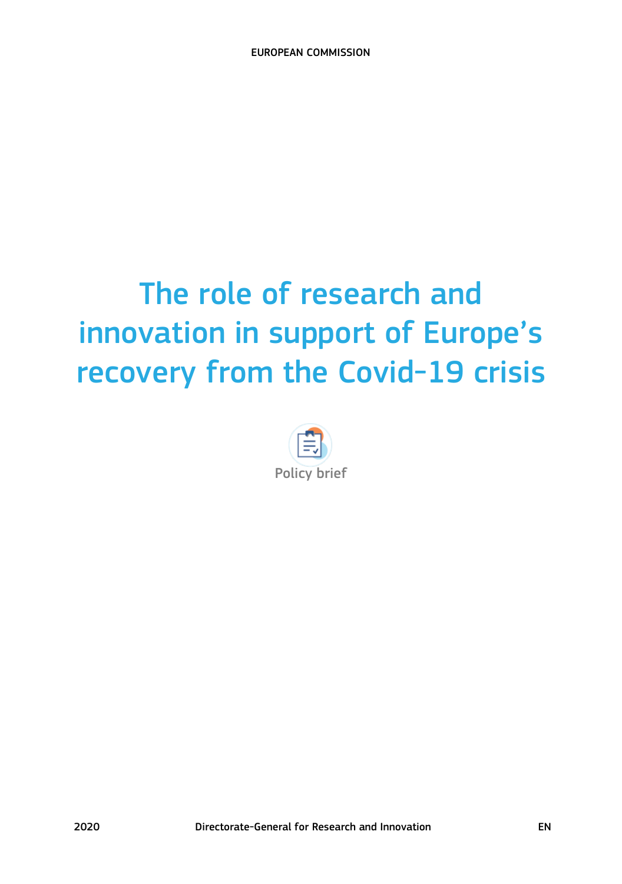EUROPEAN COMMISSION

# The role of research and innovation in support of Europe's recovery from the Covid-19 crisis

Policy brief

2020 Directorate-General for Research and Innovation EN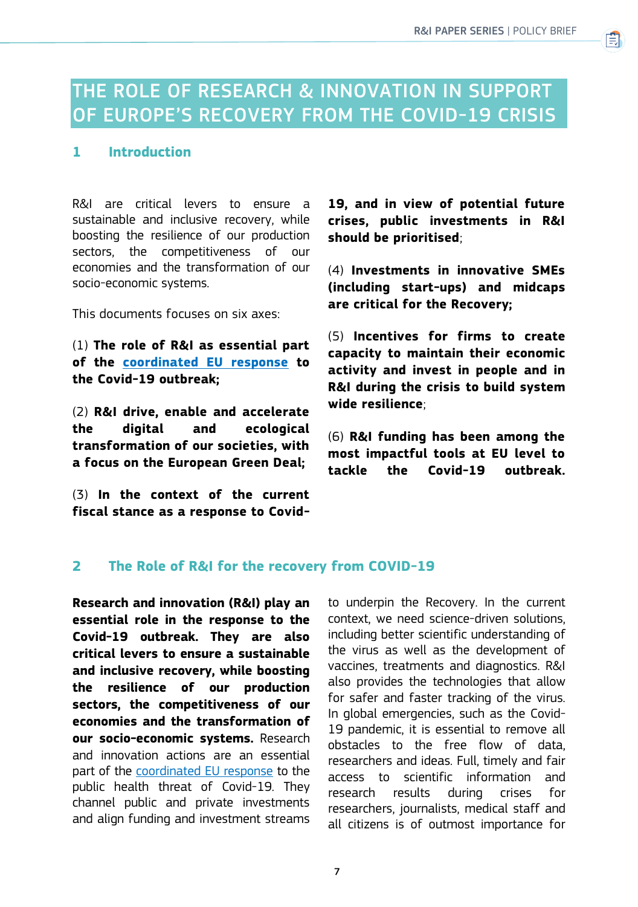# THE ROLE OF RESEARCH & INNOVATION IN SUPPORT OF EUROPE'S RECOVERY FROM THE COVID-19 CRISIS

## 1 Introduction

R&I are critical levers to ensure a sustainable and inclusive recovery, while boosting the resilience of our production sectors, the competitiveness of our economies and the transformation of our socio-economic systems.

This documents focuses on six axes:

(1) **The role of R&I as essential part of the coordinated EU response to the Covid-19 outbreak;**

(2) **R&I drive, enable and accelerate the digital and ecological transformation of our societies, with a focus on the European Green Deal;**

(3) **In the context of the current fiscal stance as a response to Covid-19, and in view of potential future crises, public investments in R&I should be prioritised**;

(4) **Investments in innovative SMEs (including start-ups) and midcaps are critical for the Recovery;**

(5) **Incentives for firms to create capacity to maintain their economic activity and invest in people and in R&I during the crisis to build system wide resilience**;

(6) **R&I funding has been among the most impactful tools at EU level to tackle the Covid-19 outbreak.**

## 2 The Role of R&I for the recovery from COVID-19

**Research and innovation (R&I) play an essential role in the response to the Covid-19 outbreak. They are also critical levers to ensure a sustainable and inclusive recovery, while boosting the resilience of our production sectors, the competitiveness of our economies and the transformation of our socio-economic systems.** Research and innovation actions are an essential part of the coordinated EU response to the public health threat of Covid-19. They channel public and private investments and align funding and investment streams to underpin the Recovery. In the current context, we need science-driven solutions, including better scientific understanding of the virus as well as the development of vaccines, treatments and diagnostics. R&I also provides the technologies that allow for safer and faster tracking of the virus. In global emergencies, such as the Covid-19 pandemic, it is essential to remove all obstacles to the free flow of data, researchers and ideas. Full, timely and fair access to scientific information and research results during crises for researchers, journalists, medical staff and all citizens is of outmost importance for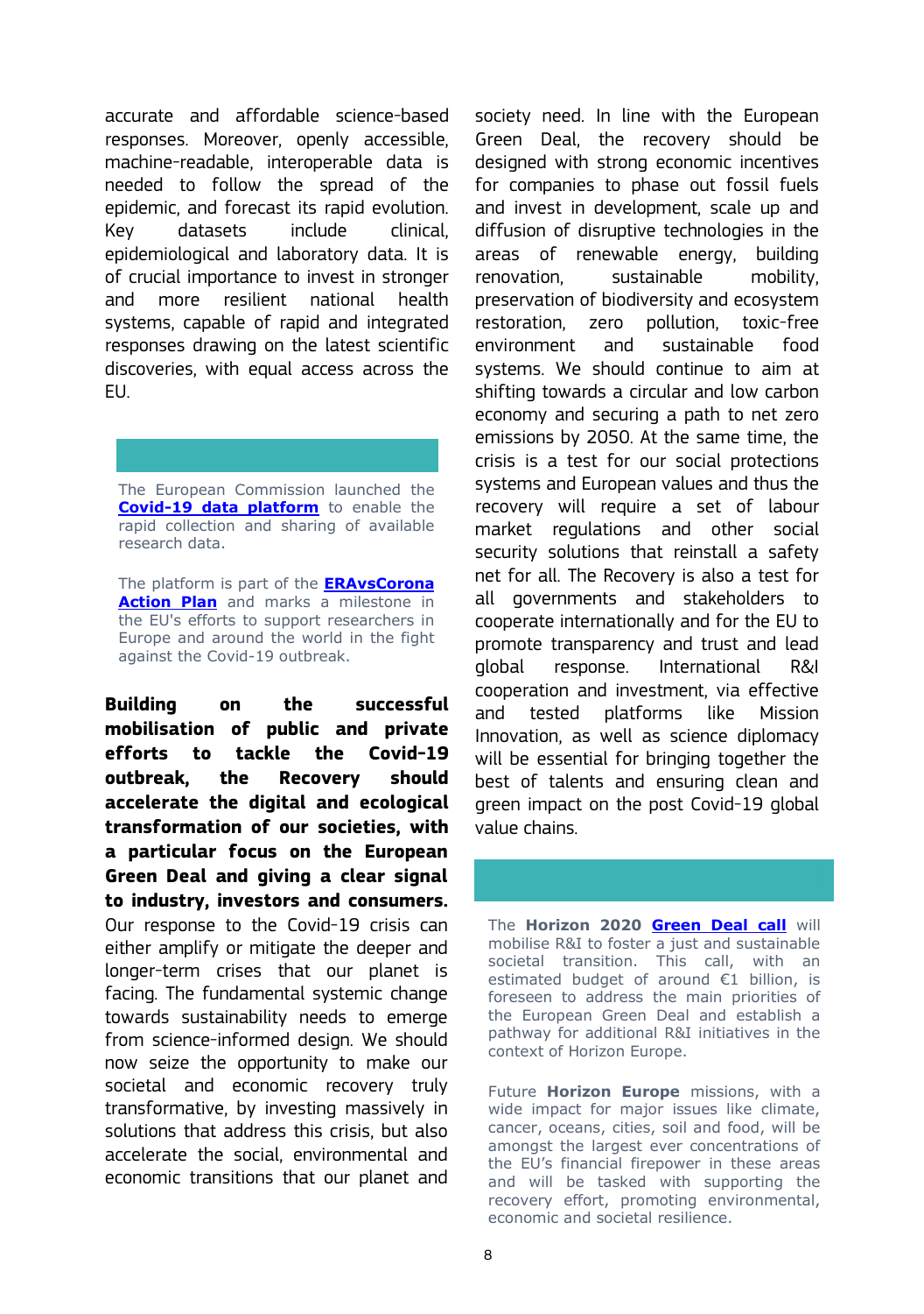accurate and affordable science-based responses. Moreover, openly accessible, machine-readable, interoperable data is needed to follow the spread of the epidemic, and forecast its rapid evolution. Key datasets include clinical, epidemiological and laboratory data. It is of crucial importance to invest in stronger and more resilient national health systems, capable of rapid and integrated responses drawing on the latest scientific discoveries, with equal access across the EU.

> The European Commission launched the **Covid-19 data platform** to enable the rapid collection and sharing of available research data.
>
> The platform is part of the **ERAvsCorona Action Plan** and marks a milestone in the EU's efforts to support researchers in Europe and around the world in the fight against the Covid-19 outbreak.

**Building on the successful mobilisation of public and private efforts to tackle the Covid-19 outbreak, the Recovery should accelerate the digital and ecological transformation of our societies, with a particular focus on the European Green Deal and giving a clear signal to industry, investors and consumers.** Our response to the Covid-19 crisis can either amplify or mitigate the deeper and longer-term crises that our planet is facing. The fundamental systemic change towards sustainability needs to emerge from science-informed design. We should now seize the opportunity to make our societal and economic recovery truly transformative, by investing massively in solutions that address this crisis, but also accelerate the social, environmental and economic transitions that our planet and society need. In line with the European Green Deal, the recovery should be designed with strong economic incentives for companies to phase out fossil fuels and invest in development, scale up and diffusion of disruptive technologies in the areas of renewable energy, building renovation, sustainable mobility, preservation of biodiversity and ecosystem restoration, zero pollution, toxic-free environment and sustainable food systems. We should continue to aim at shifting towards a circular and low carbon economy and securing a path to net zero emissions by 2050. At the same time, the crisis is a test for our social protections systems and European values and thus the recovery will require a set of labour market regulations and other social security solutions that reinstall a safety net for all. The Recovery is also a test for all governments and stakeholders to cooperate internationally and for the EU to promote transparency and trust and lead global response. International R&I cooperation and investment, via effective and tested platforms like Mission Innovation, as well as science diplomacy will be essential for bringing together the best of talents and ensuring clean and green impact on the post Covid-19 global value chains.

> The **Horizon 2020** **Green Deal call** will mobilise R&I to foster a just and sustainable societal transition. This call, with an estimated budget of around €1 billion, is foreseen to address the main priorities of the European Green Deal and establish a pathway for additional R&I initiatives in the context of Horizon Europe.
>
> Future **Horizon Europe** missions, with a wide impact for major issues like climate, cancer, oceans, cities, soil and food, will be amongst the largest ever concentrations of the EU's financial firepower in these areas and will be tasked with supporting the recovery effort, promoting environmental, economic and societal resilience.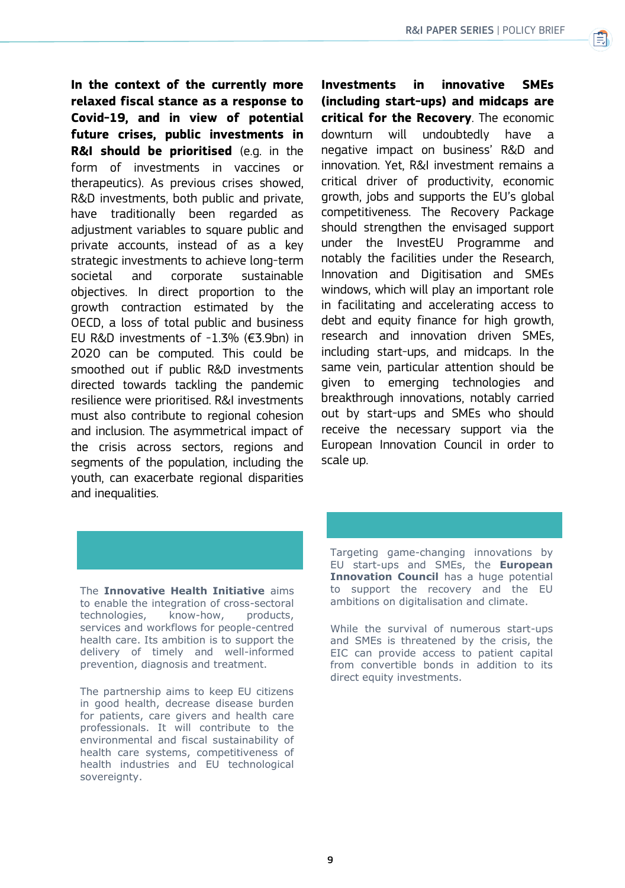**In the context of the currently more relaxed fiscal stance as a response to Covid-19, and in view of potential future crises, public investments in R&I should be prioritised** (e.g. in the form of investments in vaccines or therapeutics). As previous crises showed, R&D investments, both public and private, have traditionally been regarded as adjustment variables to square public and private accounts, instead of as a key strategic investments to achieve long-term societal and corporate sustainable objectives. In direct proportion to the growth contraction estimated by the OECD, a loss of total public and business EU R&D investments of -1.3% (€3.9bn) in 2020 can be computed. This could be smoothed out if public R&D investments directed towards tackling the pandemic resilience were prioritised. R&I investments must also contribute to regional cohesion and inclusion. The asymmetrical impact of the crisis across sectors, regions and segments of the population, including the youth, can exacerbate regional disparities and inequalities.

**Investments in innovative SMEs (including start-ups) and midcaps are critical for the Recovery**. The economic downturn will undoubtedly have a negative impact on business' R&D and innovation. Yet, R&I investment remains a critical driver of productivity, economic growth, jobs and supports the EU's global competitiveness. The Recovery Package should strengthen the envisaged support under the InvestEU Programme and notably the facilities under the Research, Innovation and Digitisation and SMEs windows, which will play an important role in facilitating and accelerating access to debt and equity finance for high growth, research and innovation driven SMEs, including start-ups, and midcaps. In the same vein, particular attention should be given to emerging technologies and breakthrough innovations, notably carried out by start-ups and SMEs who should receive the necessary support via the European Innovation Council in order to scale up.

The **Innovative Health Initiative** aims to enable the integration of cross-sectoral technologies, know-how, products, services and workflows for people-centred health care. Its ambition is to support the delivery of timely and well-informed prevention, diagnosis and treatment.

The partnership aims to keep EU citizens in good health, decrease disease burden for patients, care givers and health care professionals. It will contribute to the environmental and fiscal sustainability of health care systems, competitiveness of health industries and EU technological sovereignty.

Targeting game-changing innovations by EU start-ups and SMEs, the **European Innovation Council** has a huge potential to support the recovery and the EU ambitions on digitalisation and climate.

While the survival of numerous start-ups and SMEs is threatened by the crisis, the EIC can provide access to patient capital from convertible bonds in addition to its direct equity investments.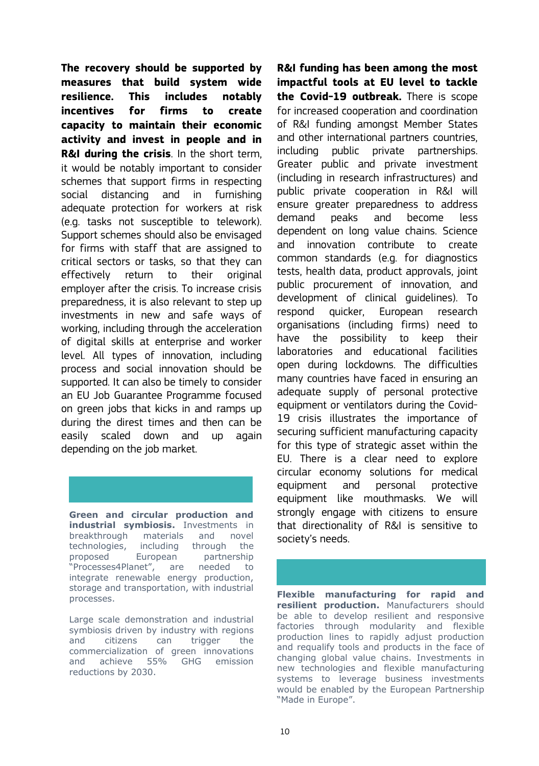**The recovery should be supported by measures that build system wide resilience. This includes notably incentives for firms to create capacity to maintain their economic activity and invest in people and in R&I during the crisis**. In the short term, it would be notably important to consider schemes that support firms in respecting social distancing and in furnishing adequate protection for workers at risk (e.g. tasks not susceptible to telework). Support schemes should also be envisaged for firms with staff that are assigned to critical sectors or tasks, so that they can effectively return to their original employer after the crisis. To increase crisis preparedness, it is also relevant to step up investments in new and safe ways of working, including through the acceleration of digital skills at enterprise and worker level. All types of innovation, including process and social innovation should be supported. It can also be timely to consider an EU Job Guarantee Programme focused on green jobs that kicks in and ramps up during the direst times and then can be easily scaled down and up again depending on the job market.

**Green and circular production and industrial symbiosis.** Investments in breakthrough materials and novel technologies, including through the proposed European partnership "Processes4Planet", are needed to integrate renewable energy production, storage and transportation, with industrial processes.

Large scale demonstration and industrial symbiosis driven by industry with regions and citizens can trigger the commercialization of green innovations and achieve 55% GHG emission reductions by 2030.

**R&I funding has been among the most impactful tools at EU level to tackle the Covid-19 outbreak.** There is scope for increased cooperation and coordination of R&I funding amongst Member States and other international partners countries, including public private partnerships. Greater public and private investment (including in research infrastructures) and public private cooperation in R&I will ensure greater preparedness to address demand peaks and become less dependent on long value chains. Science and innovation contribute to create common standards (e.g. for diagnostics tests, health data, product approvals, joint public procurement of innovation, and development of clinical guidelines). To respond quicker, European research organisations (including firms) need to have the possibility to keep their laboratories and educational facilities open during lockdowns. The difficulties many countries have faced in ensuring an adequate supply of personal protective equipment or ventilators during the Covid-19 crisis illustrates the importance of securing sufficient manufacturing capacity for this type of strategic asset within the EU. There is a clear need to explore circular economy solutions for medical equipment and personal protective equipment like mouthmasks. We will strongly engage with citizens to ensure that directionality of R&I is sensitive to society's needs.

**Flexible manufacturing for rapid and resilient production.** Manufacturers should be able to develop resilient and responsive factories through modularity and flexible production lines to rapidly adjust production and requalify tools and products in the face of changing global value chains. Investments in new technologies and flexible manufacturing systems to leverage business investments would be enabled by the European Partnership "Made in Europe".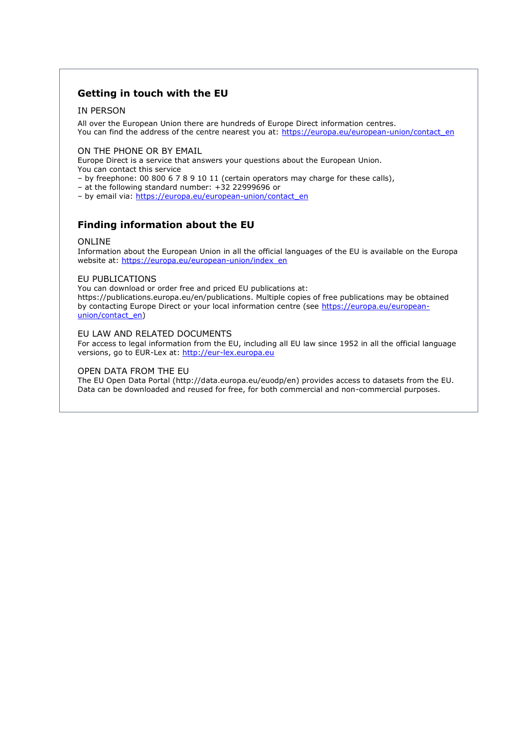## Getting in touch with the EU

IN PERSON

All over the European Union there are hundreds of Europe Direct information centres.
You can find the address of the centre nearest you at: https://europa.eu/european-union/contact_en

ON THE PHONE OR BY EMAIL

Europe Direct is a service that answers your questions about the European Union.
You can contact this service

– by freephone: 00 800 6 7 8 9 10 11 (certain operators may charge for these calls),
– at the following standard number: +32 22999696 or
– by email via: https://europa.eu/european-union/contact_en

## Finding information about the EU

ONLINE

Information about the European Union in all the official languages of the EU is available on the Europa website at: https://europa.eu/european-union/index_en

EU PUBLICATIONS

You can download or order free and priced EU publications at: https://publications.europa.eu/en/publications. Multiple copies of free publications may be obtained by contacting Europe Direct or your local information centre (see https://europa.eu/european-union/contact_en)

EU LAW AND RELATED DOCUMENTS

For access to legal information from the EU, including all EU law since 1952 in all the official language versions, go to EUR-Lex at: http://eur-lex.europa.eu

OPEN DATA FROM THE EU

The EU Open Data Portal (http://data.europa.eu/euodp/en) provides access to datasets from the EU. Data can be downloaded and reused for free, for both commercial and non-commercial purposes.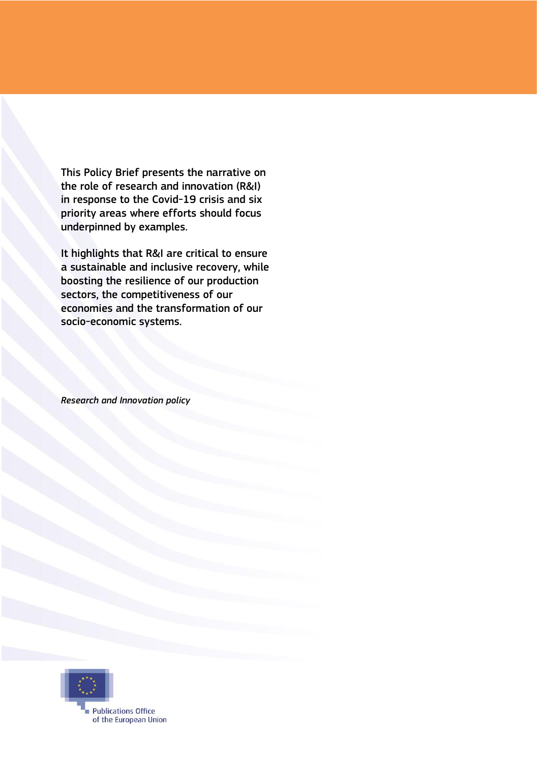This Policy Brief presents the narrative on the role of research and innovation (R&I) in response to the Covid-19 crisis and six priority areas where efforts should focus underpinned by examples.

It highlights that R&I are critical to ensure a sustainable and inclusive recovery, while boosting the resilience of our production sectors, the competitiveness of our economies and the transformation of our socio-economic systems.

*Research and Innovation policy*

Publications Office of the European Union